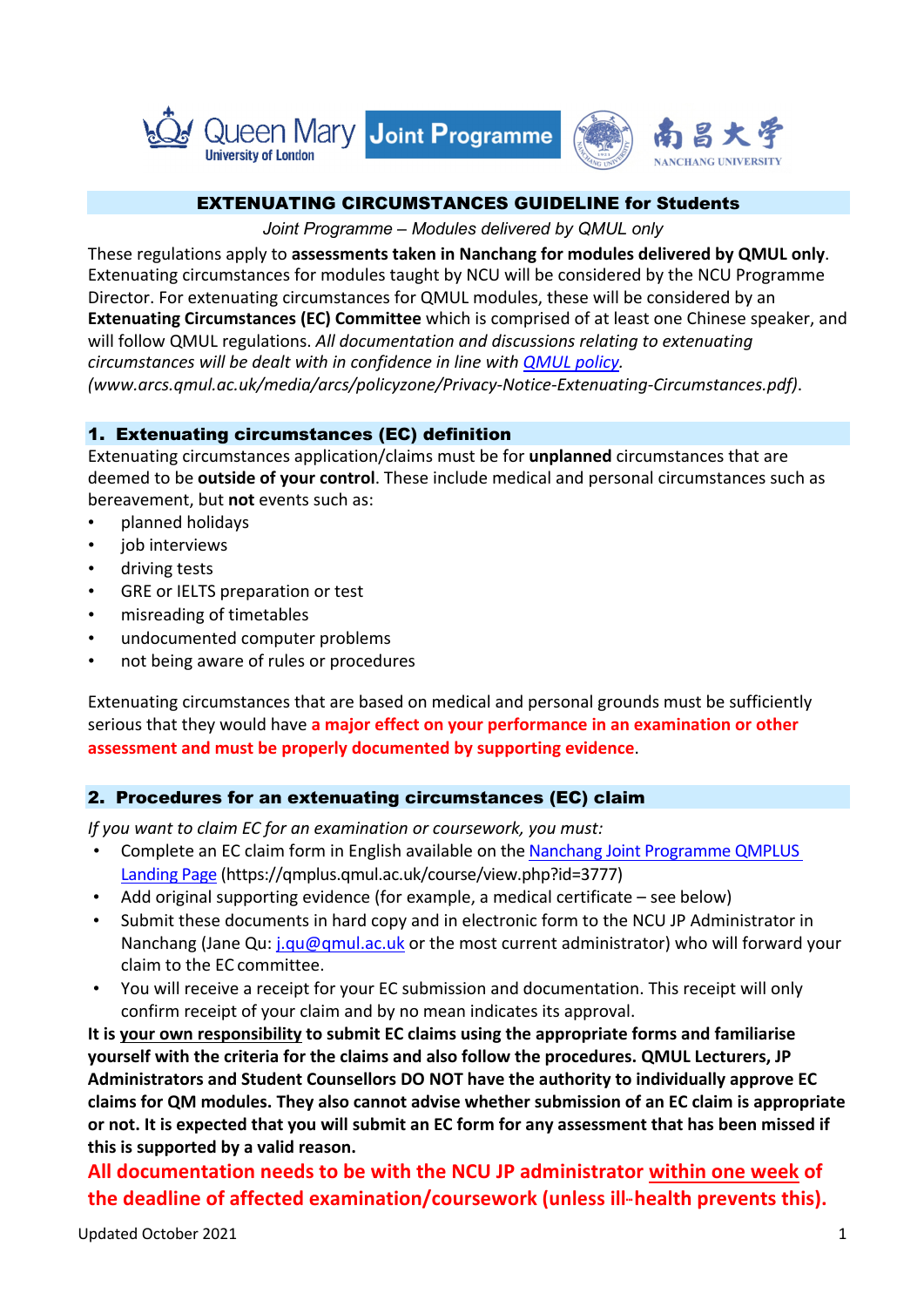Queen Mary University of London | Joint Programme | 南昌大学 NANCHANG UNIVERSITY

# EXTENUATING CIRCUMSTANCES GUIDELINE for Students

*Joint Programme – Modules delivered by QMUL only*

These regulations apply to **assessments taken in Nanchang for modules delivered by QMUL only**. Extenuating circumstances for modules taught by NCU will be considered by the NCU Programme Director. For extenuating circumstances for QMUL modules, these will be considered by an **Extenuating Circumstances (EC) Committee** which is comprised of at least one Chinese speaker, and will follow QMUL regulations. *All documentation and discussions relating to extenuating circumstances will be dealt with in confidence in line with [QMUL policy](www.arcs.qmul.ac.uk/media/arcs/policyzone/Privacy-Notice-Extenuating-Circumstances.pdf). (www.arcs.qmul.ac.uk/media/arcs/policyzone/Privacy-Notice-Extenuating-Circumstances.pdf).*

## 1. Extenuating circumstances (EC) definition

Extenuating circumstances application/claims must be for **unplanned** circumstances that are deemed to be **outside of your control**. These include medical and personal circumstances such as bereavement, but **not** events such as:

- planned holidays
- job interviews
- driving tests
- GRE or IELTS preparation or test
- misreading of timetables
- undocumented computer problems
- not being aware of rules or procedures

Extenuating circumstances that are based on medical and personal grounds must be sufficiently serious that they would have **a major effect on your performance in an examination or other assessment and must be properly documented by supporting evidence**.

## 2. Procedures for an extenuating circumstances (EC) claim

*If you want to claim EC for an examination or coursework, you must:*

- Complete an EC claim form in English available on the [Nanchang Joint Programme QMPLUS Landing Page](https://qmplus.qmul.ac.uk/course/view.php?id=3777) (https://qmplus.qmul.ac.uk/course/view.php?id=3777)
- Add original supporting evidence (for example, a medical certificate – see below)
- Submit these documents in hard copy and in electronic form to the NCU JP Administrator in Nanchang (Jane Qu: j.qu@qmul.ac.uk or the most current administrator) who will forward your claim to the EC committee.
- You will receive a receipt for your EC submission and documentation. This receipt will only confirm receipt of your claim and by no mean indicates its approval.

**It is <u>your own responsibility</u> to submit EC claims using the appropriate forms and familiarise yourself with the criteria for the claims and also follow the procedures. QMUL Lecturers, JP Administrators and Student Counsellors DO NOT have the authority to individually approve EC claims for QM modules. They also cannot advise whether submission of an EC claim is appropriate or not. It is expected that you will submit an EC form for any assessment that has been missed if this is supported by a valid reason.**

**All documentation needs to be with the NCU JP administrator <u>within one week</u> of the deadline of affected examination/coursework (unless ill-health prevents this).**

Updated October 2021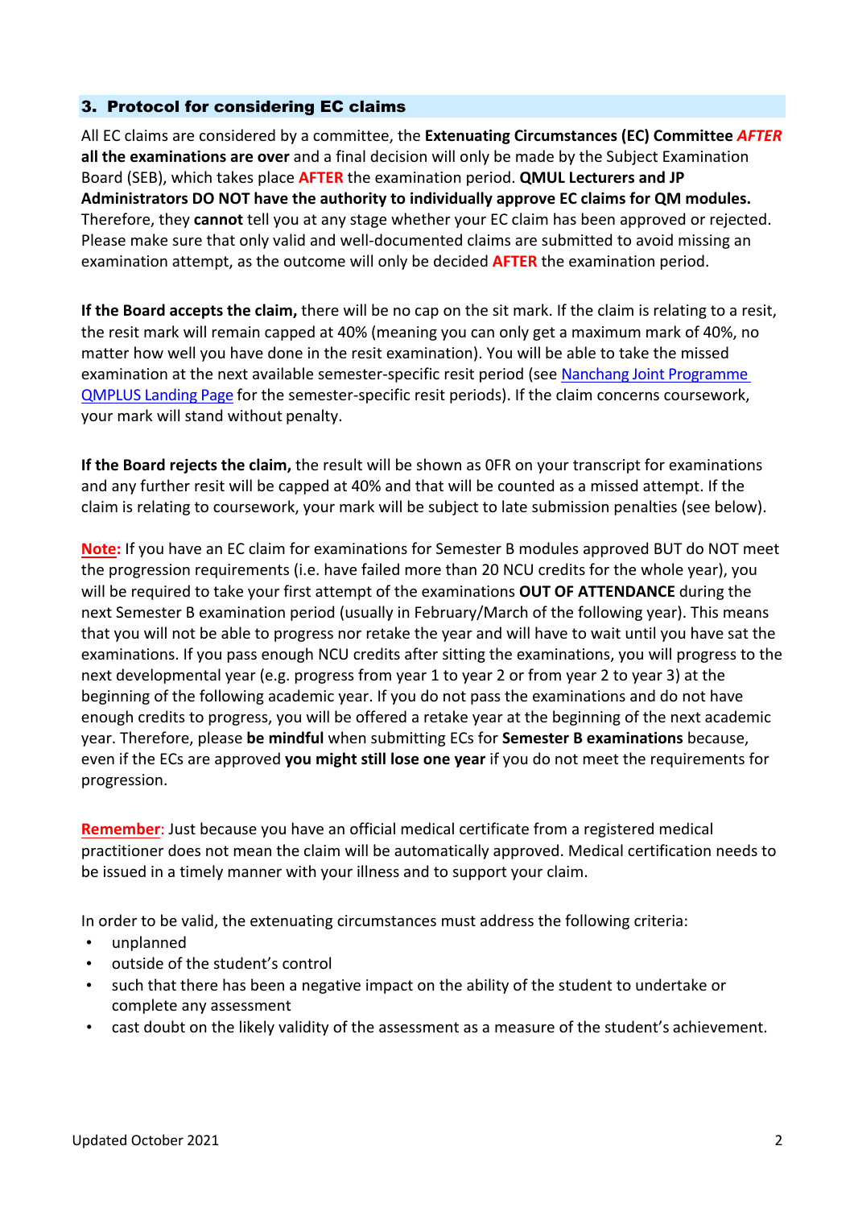## 3. Protocol for considering EC claims

All EC claims are considered by a committee, the **Extenuating Circumstances (EC) Committee** ***AFTER*** **all the examinations are over** and a final decision will only be made by the Subject Examination Board (SEB), which takes place **AFTER** the examination period. **QMUL Lecturers and JP Administrators DO NOT have the authority to individually approve EC claims for QM modules.** Therefore, they **cannot** tell you at any stage whether your EC claim has been approved or rejected. Please make sure that only valid and well-documented claims are submitted to avoid missing an examination attempt, as the outcome will only be decided **AFTER** the examination period.

**If the Board accepts the claim,** there will be no cap on the sit mark. If the claim is relating to a resit, the resit mark will remain capped at 40% (meaning you can only get a maximum mark of 40%, no matter how well you have done in the resit examination). You will be able to take the missed examination at the next available semester-specific resit period (see Nanchang Joint Programme QMPLUS Landing Page for the semester-specific resit periods). If the claim concerns coursework, your mark will stand without penalty.

**If the Board rejects the claim,** the result will be shown as 0FR on your transcript for examinations and any further resit will be capped at 40% and that will be counted as a missed attempt. If the claim is relating to coursework, your mark will be subject to late submission penalties (see below).

**Note:** If you have an EC claim for examinations for Semester B modules approved BUT do NOT meet the progression requirements (i.e. have failed more than 20 NCU credits for the whole year), you will be required to take your first attempt of the examinations **OUT OF ATTENDANCE** during the next Semester B examination period (usually in February/March of the following year). This means that you will not be able to progress nor retake the year and will have to wait until you have sat the examinations. If you pass enough NCU credits after sitting the examinations, you will progress to the next developmental year (e.g. progress from year 1 to year 2 or from year 2 to year 3) at the beginning of the following academic year. If you do not pass the examinations and do not have enough credits to progress, you will be offered a retake year at the beginning of the next academic year. Therefore, please **be mindful** when submitting ECs for **Semester B examinations** because, even if the ECs are approved **you might still lose one year** if you do not meet the requirements for progression.

**Remember**: Just because you have an official medical certificate from a registered medical practitioner does not mean the claim will be automatically approved. Medical certification needs to be issued in a timely manner with your illness and to support your claim.

In order to be valid, the extenuating circumstances must address the following criteria:

- unplanned
- outside of the student's control
- such that there has been a negative impact on the ability of the student to undertake or complete any assessment
- cast doubt on the likely validity of the assessment as a measure of the student's achievement.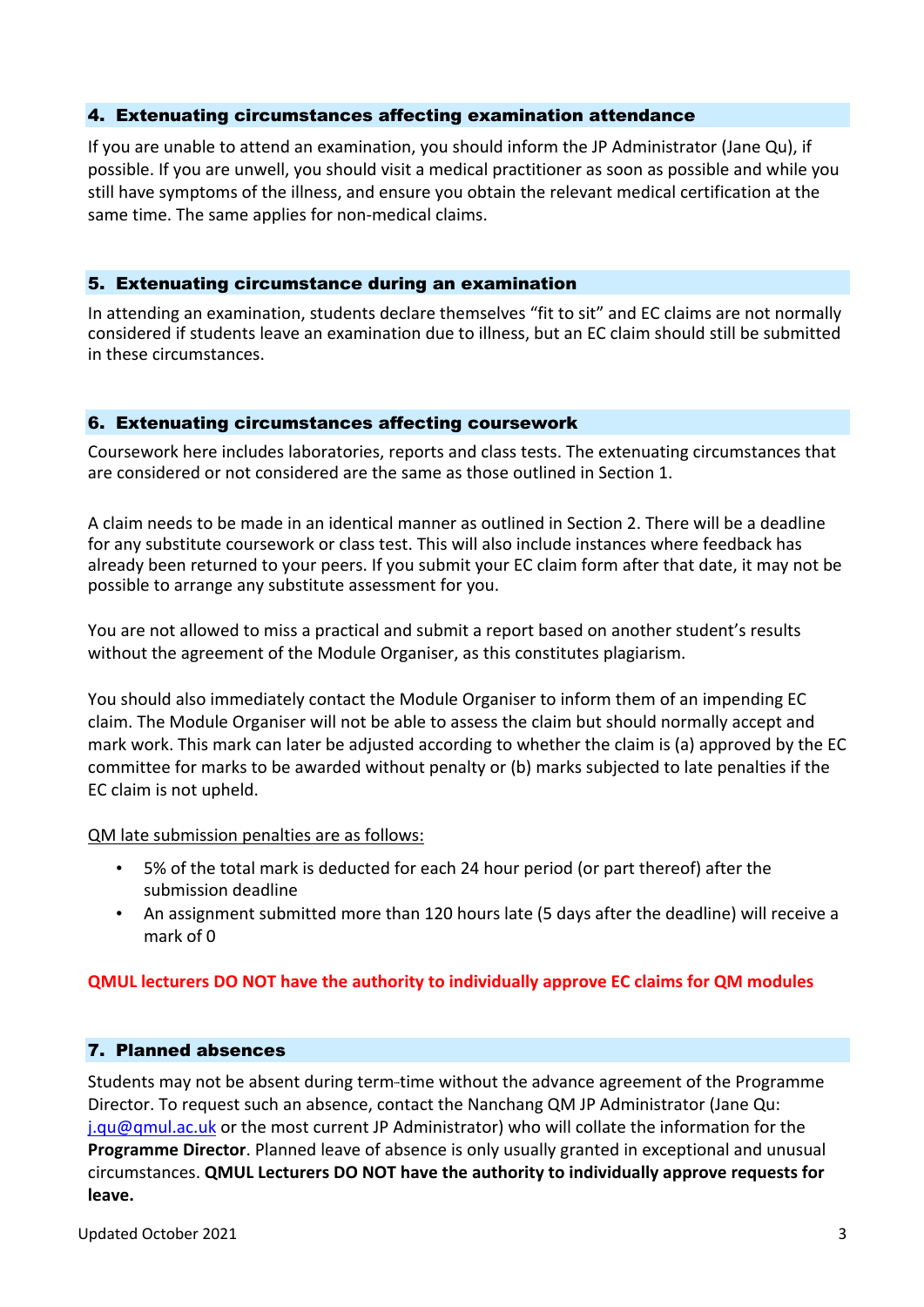## 4. Extenuating circumstances affecting examination attendance

If you are unable to attend an examination, you should inform the JP Administrator (Jane Qu), if possible. If you are unwell, you should visit a medical practitioner as soon as possible and while you still have symptoms of the illness, and ensure you obtain the relevant medical certification at the same time. The same applies for non-medical claims.

## 5. Extenuating circumstance during an examination

In attending an examination, students declare themselves "fit to sit" and EC claims are not normally considered if students leave an examination due to illness, but an EC claim should still be submitted in these circumstances.

## 6. Extenuating circumstances affecting coursework

Coursework here includes laboratories, reports and class tests. The extenuating circumstances that are considered or not considered are the same as those outlined in Section 1.

A claim needs to be made in an identical manner as outlined in Section 2. There will be a deadline for any substitute coursework or class test. This will also include instances where feedback has already been returned to your peers. If you submit your EC claim form after that date, it may not be possible to arrange any substitute assessment for you.

You are not allowed to miss a practical and submit a report based on another student's results without the agreement of the Module Organiser, as this constitutes plagiarism.

You should also immediately contact the Module Organiser to inform them of an impending EC claim. The Module Organiser will not be able to assess the claim but should normally accept and mark work. This mark can later be adjusted according to whether the claim is (a) approved by the EC committee for marks to be awarded without penalty or (b) marks subjected to late penalties if the EC claim is not upheld.

QM late submission penalties are as follows:

- 5% of the total mark is deducted for each 24 hour period (or part thereof) after the submission deadline
- An assignment submitted more than 120 hours late (5 days after the deadline) will receive a mark of 0

**QMUL lecturers DO NOT have the authority to individually approve EC claims for QM modules**

## 7. Planned absences

Students may not be absent during term-time without the advance agreement of the Programme Director. To request such an absence, contact the Nanchang QM JP Administrator (Jane Qu: j.qu@qmul.ac.uk or the most current JP Administrator) who will collate the information for the **Programme Director**. Planned leave of absence is only usually granted in exceptional and unusual circumstances. **QMUL Lecturers DO NOT have the authority to individually approve requests for leave.**

Updated October 2021